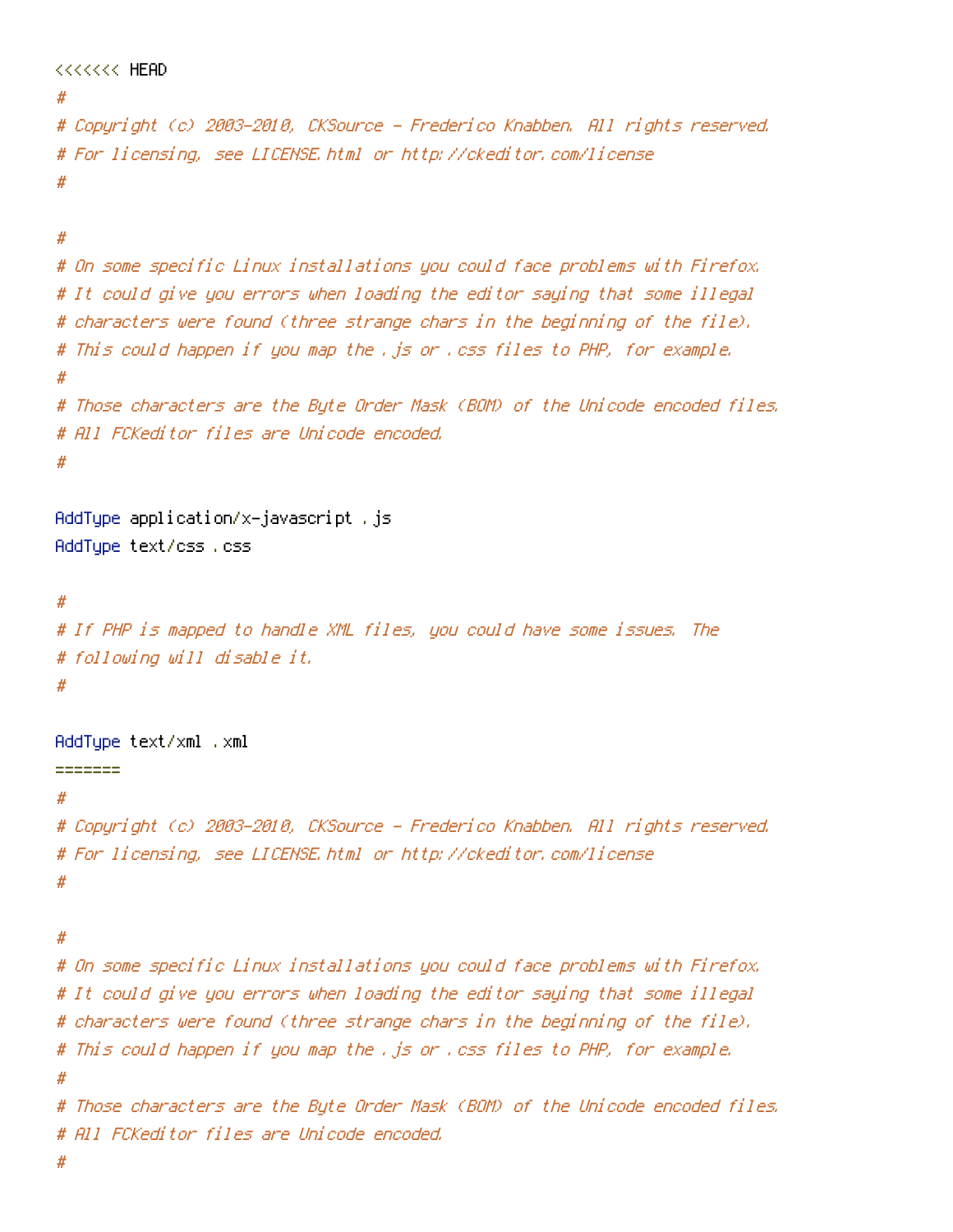```
<<<<<<< HEAD
#
# Copyright (c) 2003-2010, CKSource - Frederico Knabben. All rights reserved.
# For licensing, see LICENSE.html or http://ckeditor.com/license
#

#
# On some specific Linux installations you could face problems with Firefox.
# It could give you errors when loading the editor saying that some illegal
# characters were found (three strange chars in the beginning of the file).
# This could happen if you map the .js or .css files to PHP, for example.
#
# Those characters are the Byte Order Mask (BOM) of the Unicode encoded files.
# All FCKeditor files are Unicode encoded.
#

AddType application/x-javascript .js
AddType text/css .css

#
# If PHP is mapped to handle XML files, you could have some issues. The
# following will disable it.
#

AddType text/xml .xml
=======
#
# Copyright (c) 2003-2010, CKSource - Frederico Knabben. All rights reserved.
# For licensing, see LICENSE.html or http://ckeditor.com/license
#

#
# On some specific Linux installations you could face problems with Firefox.
# It could give you errors when loading the editor saying that some illegal
# characters were found (three strange chars in the beginning of the file).
# This could happen if you map the .js or .css files to PHP, for example.
#
# Those characters are the Byte Order Mask (BOM) of the Unicode encoded files.
# All FCKeditor files are Unicode encoded.
#
```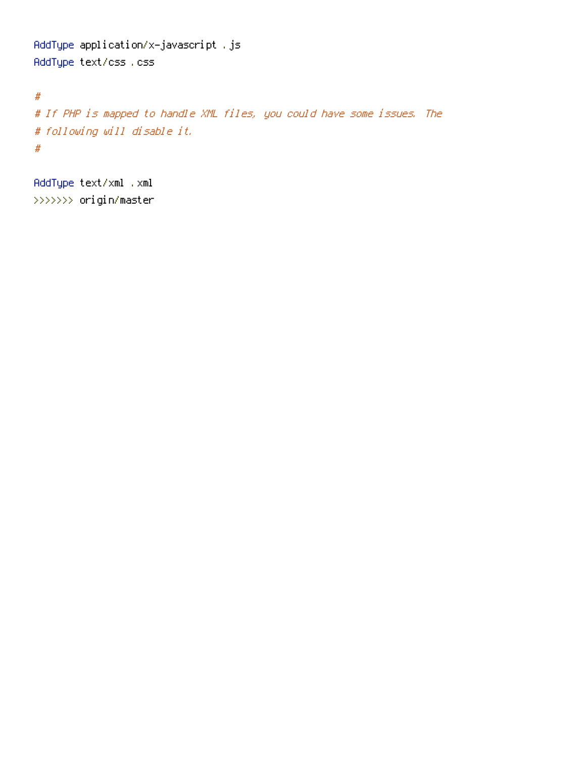```
AddType application/x-javascript .js
AddType text/css .css

#
# If PHP is mapped to handle XML files, you could have some issues. The
# following will disable it.
#

AddType text/xml .xml
>>>>>>> origin/master
```